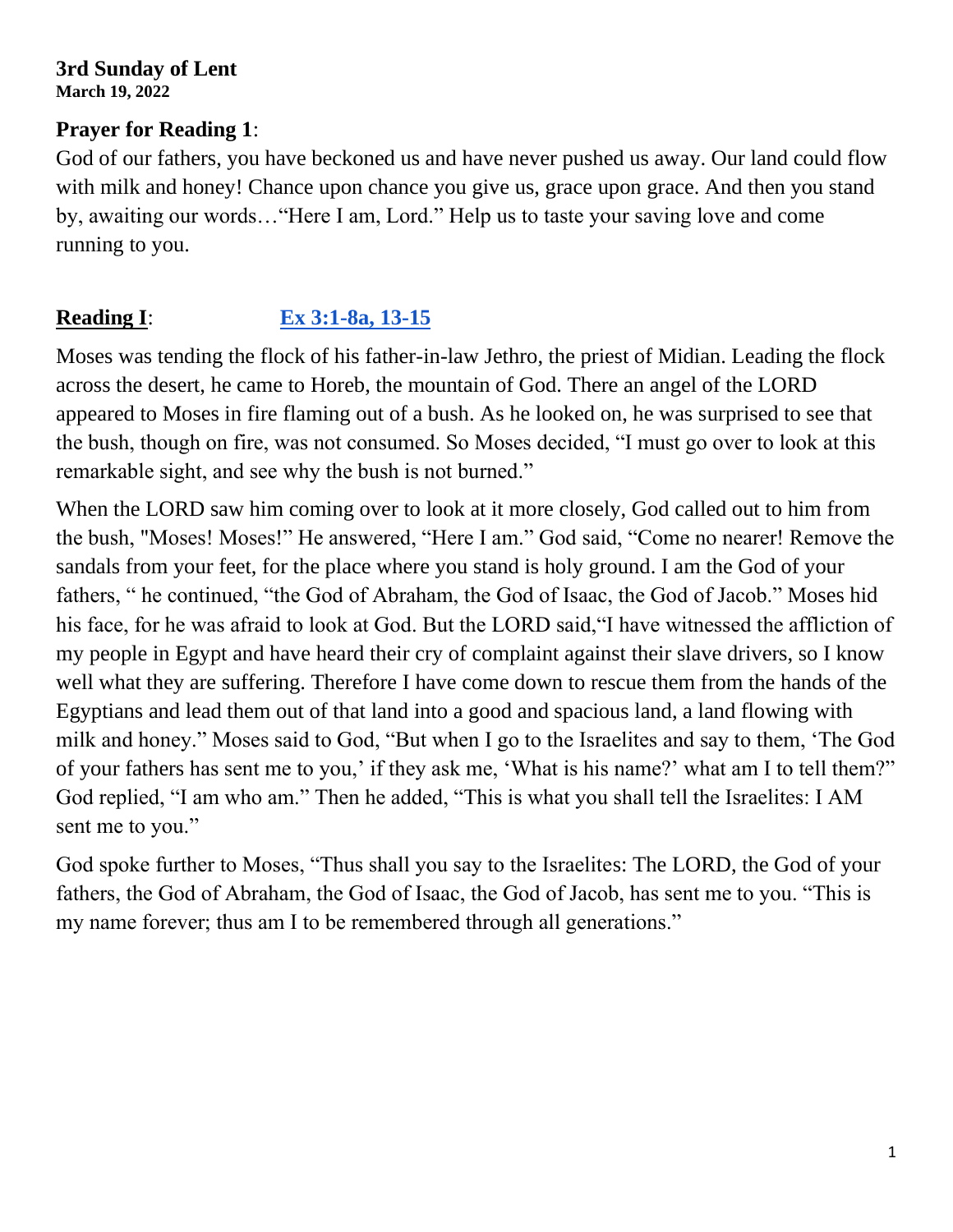**3rd Sunday of Lent**
**March 19, 2022**

**Prayer for Reading 1**:

God of our fathers, you have beckoned us and have never pushed us away. Our land could flow with milk and honey! Chance upon chance you give us, grace upon grace. And then you stand by, awaiting our words…"Here I am, Lord." Help us to taste your saving love and come running to you.

**Reading I**: **Ex 3:1-8a, 13-15**

Moses was tending the flock of his father-in-law Jethro, the priest of Midian. Leading the flock across the desert, he came to Horeb, the mountain of God. There an angel of the LORD appeared to Moses in fire flaming out of a bush. As he looked on, he was surprised to see that the bush, though on fire, was not consumed. So Moses decided, "I must go over to look at this remarkable sight, and see why the bush is not burned."

When the LORD saw him coming over to look at it more closely, God called out to him from the bush, "Moses! Moses!" He answered, "Here I am." God said, "Come no nearer! Remove the sandals from your feet, for the place where you stand is holy ground. I am the God of your fathers, " he continued, "the God of Abraham, the God of Isaac, the God of Jacob." Moses hid his face, for he was afraid to look at God. But the LORD said,"I have witnessed the affliction of my people in Egypt and have heard their cry of complaint against their slave drivers, so I know well what they are suffering. Therefore I have come down to rescue them from the hands of the Egyptians and lead them out of that land into a good and spacious land, a land flowing with milk and honey." Moses said to God, "But when I go to the Israelites and say to them, 'The God of your fathers has sent me to you,' if they ask me, 'What is his name?' what am I to tell them?" God replied, "I am who am." Then he added, "This is what you shall tell the Israelites: I AM sent me to you."

God spoke further to Moses, "Thus shall you say to the Israelites: The LORD, the God of your fathers, the God of Abraham, the God of Isaac, the God of Jacob, has sent me to you. "This is my name forever; thus am I to be remembered through all generations."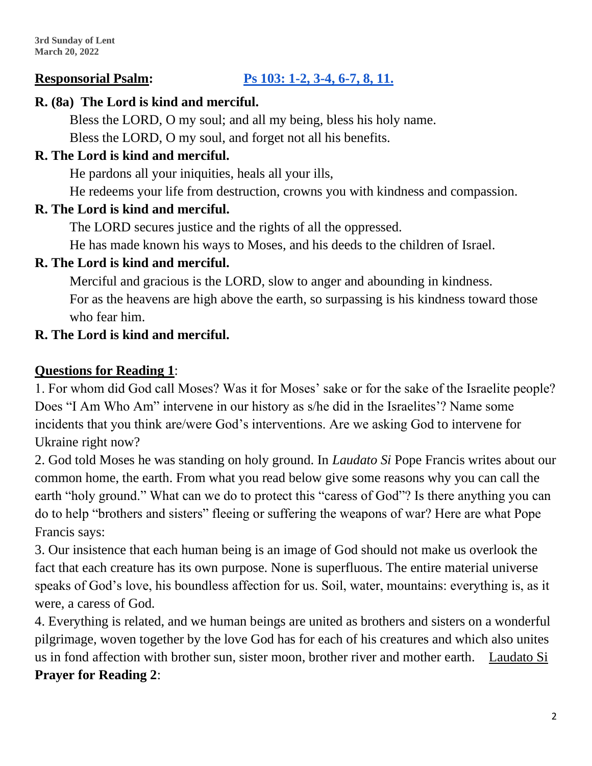**Responsorial Psalm:** **Ps 103: 1-2, 3-4, 6-7, 8, 11.**

**R. (8a) The Lord is kind and merciful.**

Bless the LORD, O my soul; and all my being, bless his holy name.
Bless the LORD, O my soul, and forget not all his benefits.

**R. The Lord is kind and merciful.**

He pardons all your iniquities, heals all your ills,
He redeems your life from destruction, crowns you with kindness and compassion.

**R. The Lord is kind and merciful.**

The LORD secures justice and the rights of all the oppressed.
He has made known his ways to Moses, and his deeds to the children of Israel.

**R. The Lord is kind and merciful.**

Merciful and gracious is the LORD, slow to anger and abounding in kindness.
For as the heavens are high above the earth, so surpassing is his kindness toward those who fear him.

**R. The Lord is kind and merciful.**

**Questions for Reading 1**:

1. For whom did God call Moses? Was it for Moses' sake or for the sake of the Israelite people? Does "I Am Who Am" intervene in our history as s/he did in the Israelites'? Name some incidents that you think are/were God's interventions. Are we asking God to intervene for Ukraine right now?
2. God told Moses he was standing on holy ground. In *Laudato Si* Pope Francis writes about our common home, the earth. From what you read below give some reasons why you can call the earth "holy ground." What can we do to protect this "caress of God"? Is there anything you can do to help "brothers and sisters" fleeing or suffering the weapons of war? Here are what Pope Francis says:
3. Our insistence that each human being is an image of God should not make us overlook the fact that each creature has its own purpose. None is superfluous. The entire material universe speaks of God's love, his boundless affection for us. Soil, water, mountains: everything is, as it were, a caress of God.
4. Everything is related, and we human beings are united as brothers and sisters on a wonderful pilgrimage, woven together by the love God has for each of his creatures and which also unites us in fond affection with brother sun, sister moon, brother river and mother earth. Laudato Si

**Prayer for Reading 2**: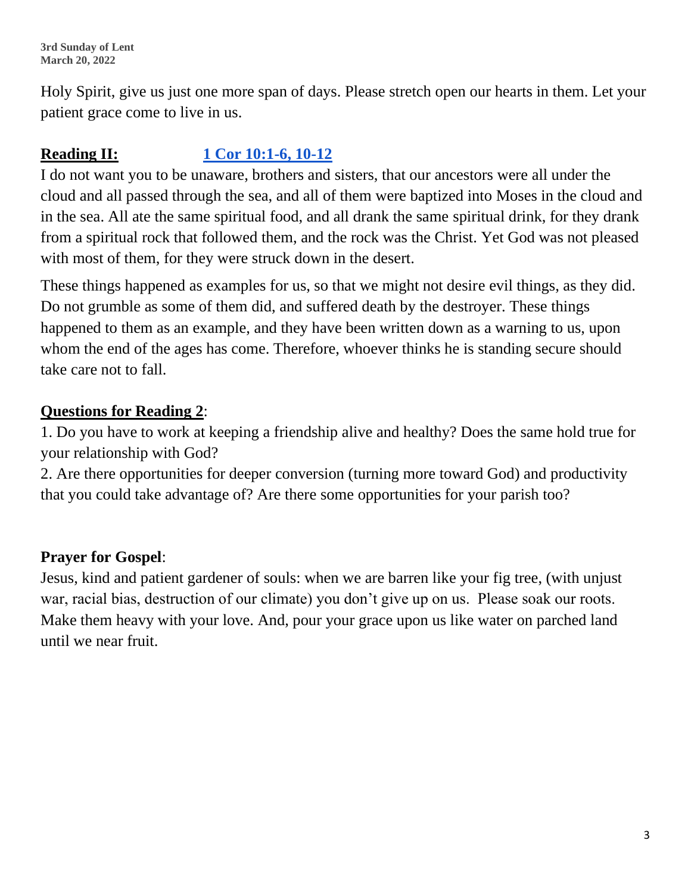Holy Spirit, give us just one more span of days. Please stretch open our hearts in them. Let your patient grace come to live in us.

**Reading II:** **1 Cor 10:1-6, 10-12**

I do not want you to be unaware, brothers and sisters, that our ancestors were all under the cloud and all passed through the sea, and all of them were baptized into Moses in the cloud and in the sea. All ate the same spiritual food, and all drank the same spiritual drink, for they drank from a spiritual rock that followed them, and the rock was the Christ. Yet God was not pleased with most of them, for they were struck down in the desert.

These things happened as examples for us, so that we might not desire evil things, as they did. Do not grumble as some of them did, and suffered death by the destroyer. These things happened to them as an example, and they have been written down as a warning to us, upon whom the end of the ages has come. Therefore, whoever thinks he is standing secure should take care not to fall.

**Questions for Reading 2**:

1. Do you have to work at keeping a friendship alive and healthy? Does the same hold true for your relationship with God?
2. Are there opportunities for deeper conversion (turning more toward God) and productivity that you could take advantage of? Are there some opportunities for your parish too?

**Prayer for Gospel**:

Jesus, kind and patient gardener of souls: when we are barren like your fig tree, (with unjust war, racial bias, destruction of our climate) you don't give up on us. Please soak our roots. Make them heavy with your love. And, pour your grace upon us like water on parched land until we near fruit.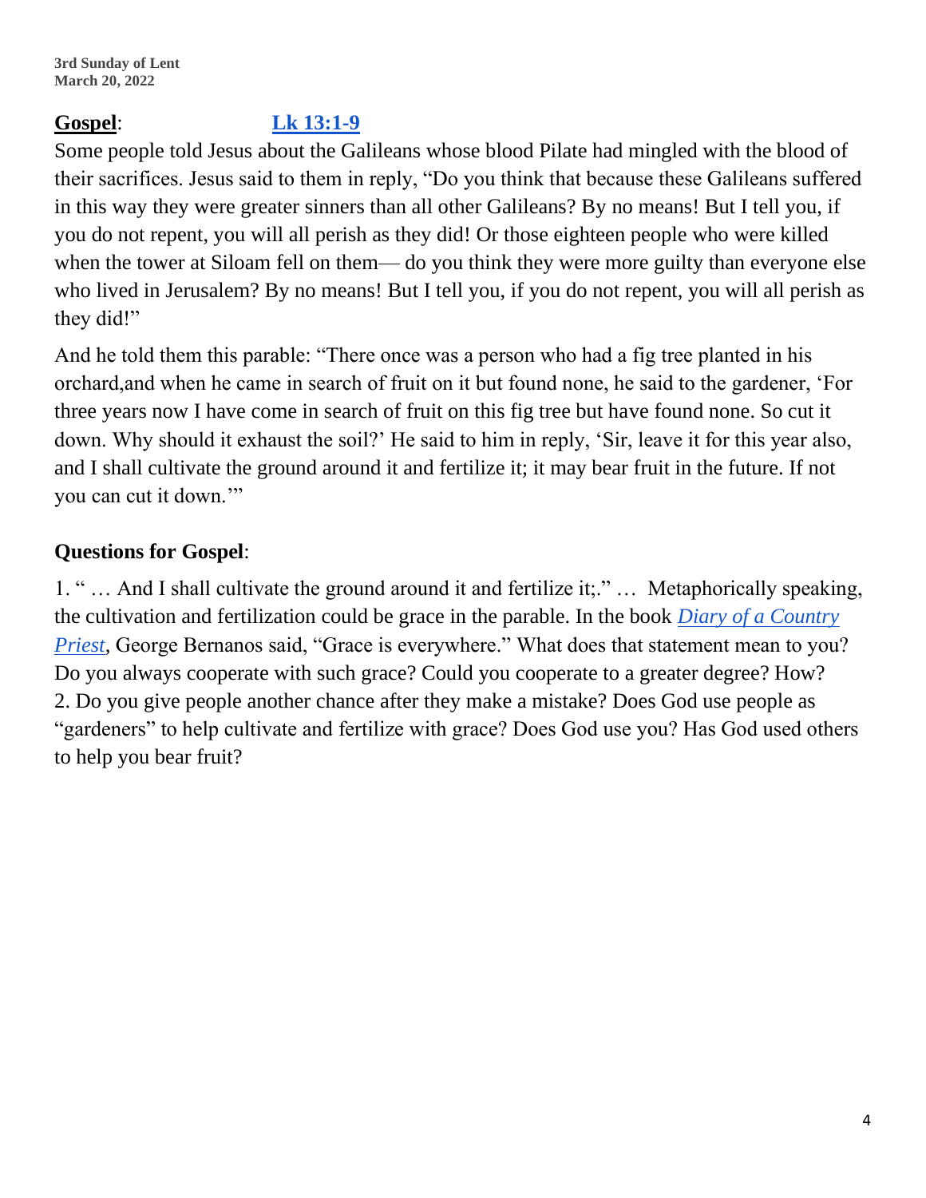**3rd Sunday of Lent**
**March 20, 2022**

**Gospel**: **Lk 13:1-9**

Some people told Jesus about the Galileans whose blood Pilate had mingled with the blood of their sacrifices. Jesus said to them in reply, "Do you think that because these Galileans suffered in this way they were greater sinners than all other Galileans? By no means! But I tell you, if you do not repent, you will all perish as they did! Or those eighteen people who were killed when the tower at Siloam fell on them— do you think they were more guilty than everyone else who lived in Jerusalem? By no means! But I tell you, if you do not repent, you will all perish as they did!"

And he told them this parable: "There once was a person who had a fig tree planted in his orchard,and when he came in search of fruit on it but found none, he said to the gardener, 'For three years now I have come in search of fruit on this fig tree but have found none. So cut it down. Why should it exhaust the soil?' He said to him in reply, 'Sir, leave it for this year also, and I shall cultivate the ground around it and fertilize it; it may bear fruit in the future. If not you can cut it down.'"

**Questions for Gospel**:

1. " … And I shall cultivate the ground around it and fertilize it;." … Metaphorically speaking, the cultivation and fertilization could be grace in the parable. In the book *Diary of a Country Priest*, George Bernanos said, "Grace is everywhere." What does that statement mean to you? Do you always cooperate with such grace? Could you cooperate to a greater degree? How?
2. Do you give people another chance after they make a mistake? Does God use people as "gardeners" to help cultivate and fertilize with grace? Does God use you? Has God used others to help you bear fruit?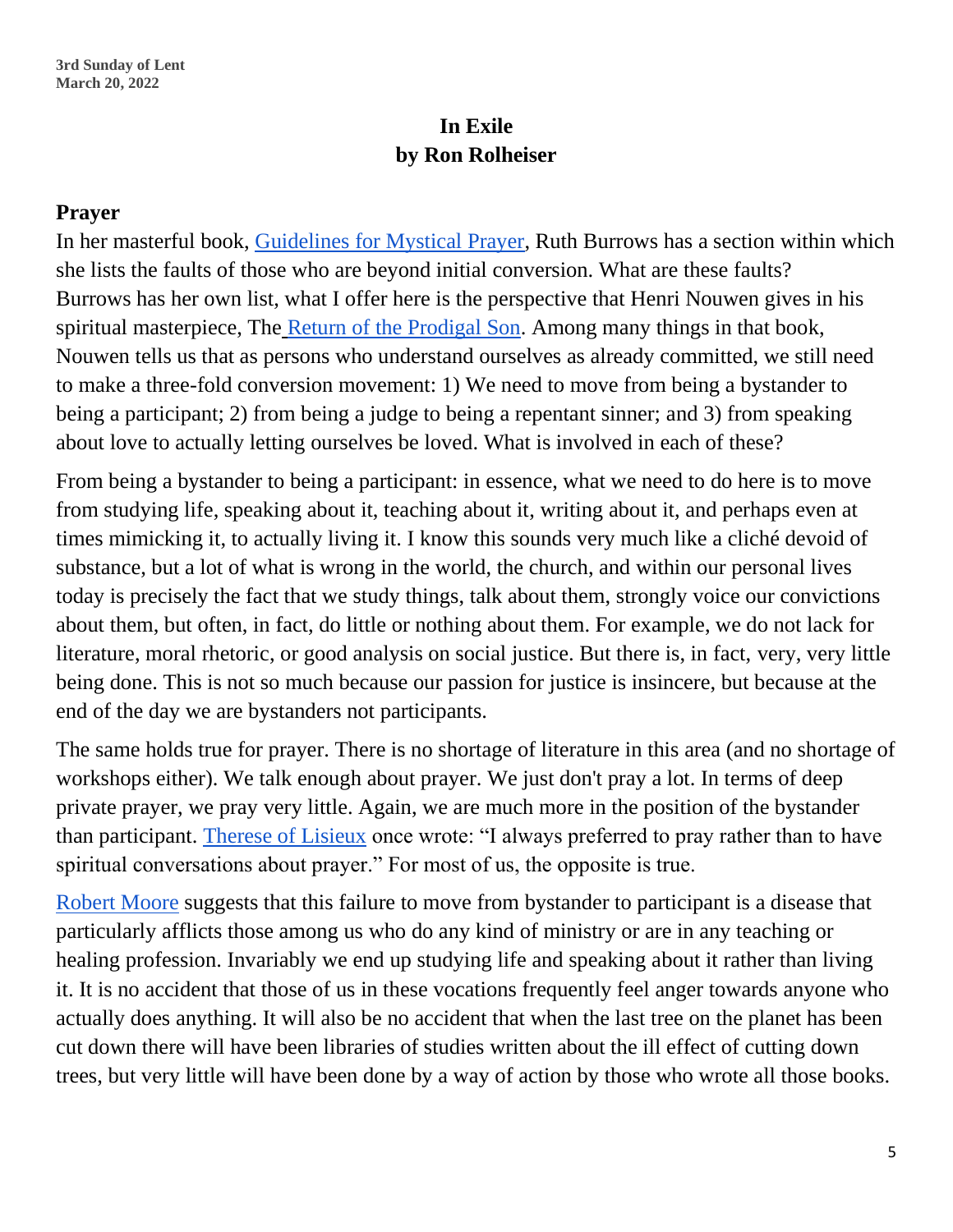3rd Sunday of Lent
March 20, 2022

# In Exile
# by Ron Rolheiser

## Prayer

In her masterful book, Guidelines for Mystical Prayer, Ruth Burrows has a section within which she lists the faults of those who are beyond initial conversion. What are these faults? Burrows has her own list, what I offer here is the perspective that Henri Nouwen gives in his spiritual masterpiece, The Return of the Prodigal Son. Among many things in that book, Nouwen tells us that as persons who understand ourselves as already committed, we still need to make a three-fold conversion movement: 1) We need to move from being a bystander to being a participant; 2) from being a judge to being a repentant sinner; and 3) from speaking about love to actually letting ourselves be loved. What is involved in each of these?

From being a bystander to being a participant: in essence, what we need to do here is to move from studying life, speaking about it, teaching about it, writing about it, and perhaps even at times mimicking it, to actually living it. I know this sounds very much like a cliché devoid of substance, but a lot of what is wrong in the world, the church, and within our personal lives today is precisely the fact that we study things, talk about them, strongly voice our convictions about them, but often, in fact, do little or nothing about them. For example, we do not lack for literature, moral rhetoric, or good analysis on social justice. But there is, in fact, very, very little being done. This is not so much because our passion for justice is insincere, but because at the end of the day we are bystanders not participants.

The same holds true for prayer. There is no shortage of literature in this area (and no shortage of workshops either). We talk enough about prayer. We just don't pray a lot. In terms of deep private prayer, we pray very little. Again, we are much more in the position of the bystander than participant. Therese of Lisieux once wrote: "I always preferred to pray rather than to have spiritual conversations about prayer." For most of us, the opposite is true.

Robert Moore suggests that this failure to move from bystander to participant is a disease that particularly afflicts those among us who do any kind of ministry or are in any teaching or healing profession. Invariably we end up studying life and speaking about it rather than living it. It is no accident that those of us in these vocations frequently feel anger towards anyone who actually does anything. It will also be no accident that when the last tree on the planet has been cut down there will have been libraries of studies written about the ill effect of cutting down trees, but very little will have been done by a way of action by those who wrote all those books.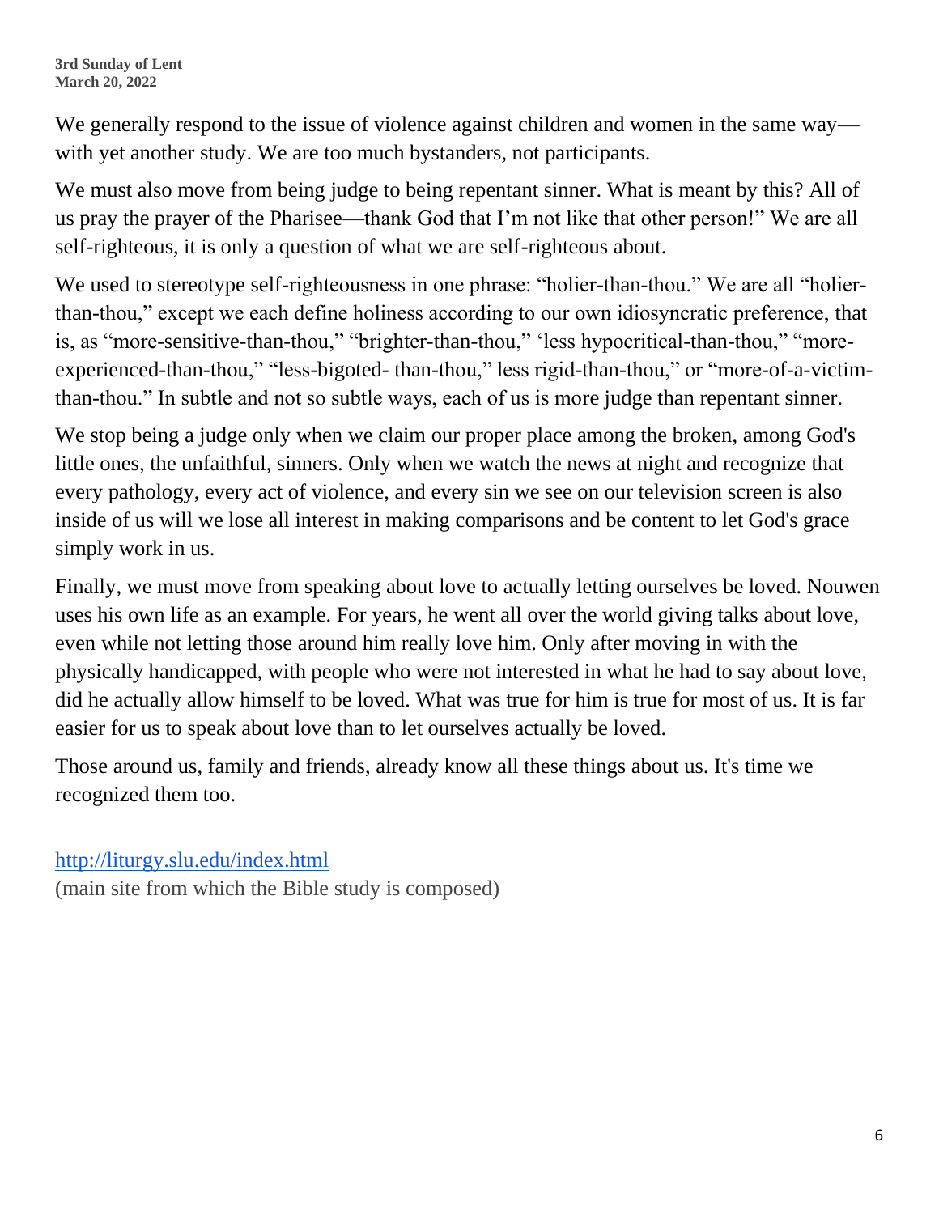**3rd Sunday of Lent**
**March 20, 2022**

We generally respond to the issue of violence against children and women in the same way—with yet another study. We are too much bystanders, not participants.

We must also move from being judge to being repentant sinner. What is meant by this? All of us pray the prayer of the Pharisee—thank God that I'm not like that other person!" We are all self-righteous, it is only a question of what we are self-righteous about.

We used to stereotype self-righteousness in one phrase: "holier-than-thou." We are all "holier-than-thou," except we each define holiness according to our own idiosyncratic preference, that is, as "more-sensitive-than-thou," "brighter-than-thou," 'less hypocritical-than-thou," "more-experienced-than-thou," "less-bigoted- than-thou," less rigid-than-thou," or "more-of-a-victim-than-thou." In subtle and not so subtle ways, each of us is more judge than repentant sinner.

We stop being a judge only when we claim our proper place among the broken, among God's little ones, the unfaithful, sinners. Only when we watch the news at night and recognize that every pathology, every act of violence, and every sin we see on our television screen is also inside of us will we lose all interest in making comparisons and be content to let God's grace simply work in us.

Finally, we must move from speaking about love to actually letting ourselves be loved. Nouwen uses his own life as an example. For years, he went all over the world giving talks about love, even while not letting those around him really love him. Only after moving in with the physically handicapped, with people who were not interested in what he had to say about love, did he actually allow himself to be loved. What was true for him is true for most of us. It is far easier for us to speak about love than to let ourselves actually be loved.

Those around us, family and friends, already know all these things about us. It's time we recognized them too.

http://liturgy.slu.edu/index.html
(main site from which the Bible study is composed)